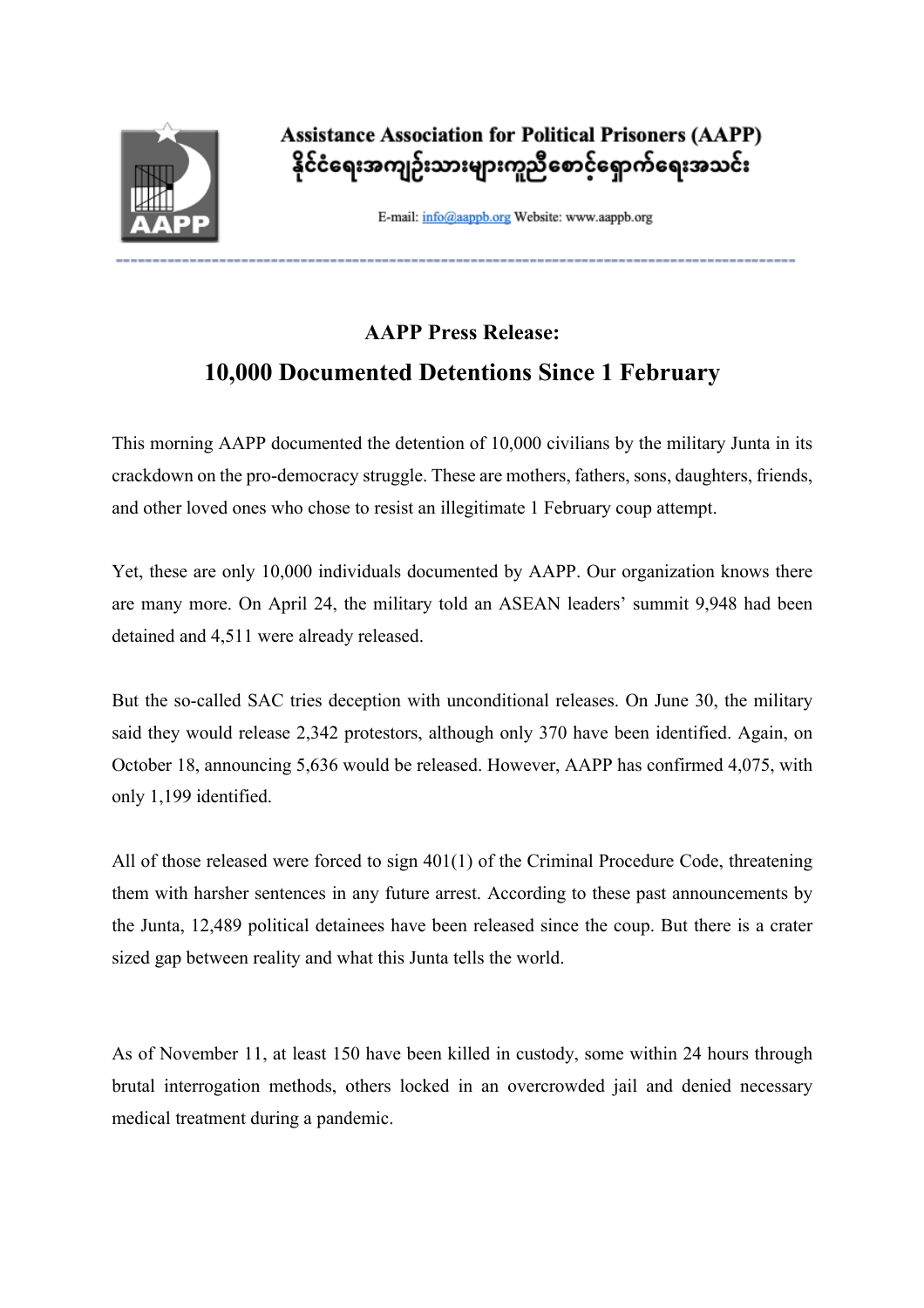**Assistance Association for Political Prisoners (AAPP)**
**နိုင်ငံရေးအကျဉ်းသားများကူညီစောင့်ရှောက်ရေးအသင်း**

E-mail: info@aappb.org Website: www.aappb.org

---

**AAPP Press Release:**

## 10,000 Documented Detentions Since 1 February

This morning AAPP documented the detention of 10,000 civilians by the military Junta in its crackdown on the pro-democracy struggle. These are mothers, fathers, sons, daughters, friends, and other loved ones who chose to resist an illegitimate 1 February coup attempt.

Yet, these are only 10,000 individuals documented by AAPP. Our organization knows there are many more. On April 24, the military told an ASEAN leaders' summit 9,948 had been detained and 4,511 were already released.

But the so-called SAC tries deception with unconditional releases. On June 30, the military said they would release 2,342 protestors, although only 370 have been identified. Again, on October 18, announcing 5,636 would be released. However, AAPP has confirmed 4,075, with only 1,199 identified.

All of those released were forced to sign 401(1) of the Criminal Procedure Code, threatening them with harsher sentences in any future arrest. According to these past announcements by the Junta, 12,489 political detainees have been released since the coup. But there is a crater sized gap between reality and what this Junta tells the world.

As of November 11, at least 150 have been killed in custody, some within 24 hours through brutal interrogation methods, others locked in an overcrowded jail and denied necessary medical treatment during a pandemic.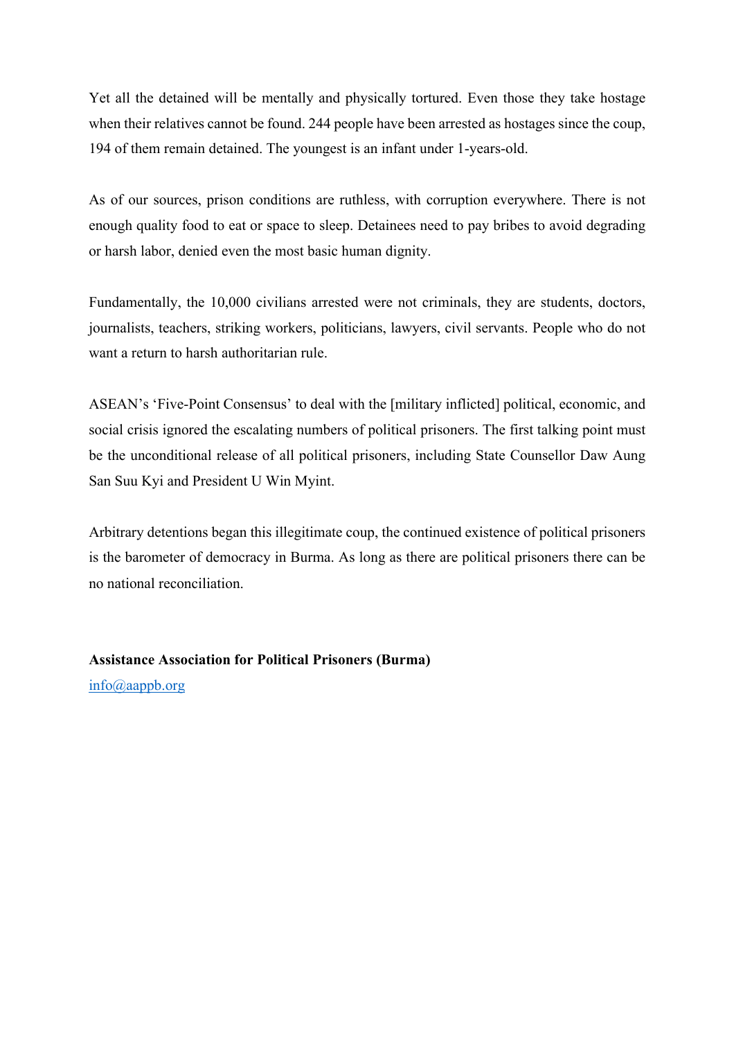Yet all the detained will be mentally and physically tortured. Even those they take hostage when their relatives cannot be found. 244 people have been arrested as hostages since the coup, 194 of them remain detained. The youngest is an infant under 1-years-old.

As of our sources, prison conditions are ruthless, with corruption everywhere. There is not enough quality food to eat or space to sleep. Detainees need to pay bribes to avoid degrading or harsh labor, denied even the most basic human dignity.

Fundamentally, the 10,000 civilians arrested were not criminals, they are students, doctors, journalists, teachers, striking workers, politicians, lawyers, civil servants. People who do not want a return to harsh authoritarian rule.

ASEAN's 'Five-Point Consensus' to deal with the [military inflicted] political, economic, and social crisis ignored the escalating numbers of political prisoners. The first talking point must be the unconditional release of all political prisoners, including State Counsellor Daw Aung San Suu Kyi and President U Win Myint.

Arbitrary detentions began this illegitimate coup, the continued existence of political prisoners is the barometer of democracy in Burma. As long as there are political prisoners there can be no national reconciliation.

**Assistance Association for Political Prisoners (Burma)**
info@aappb.org